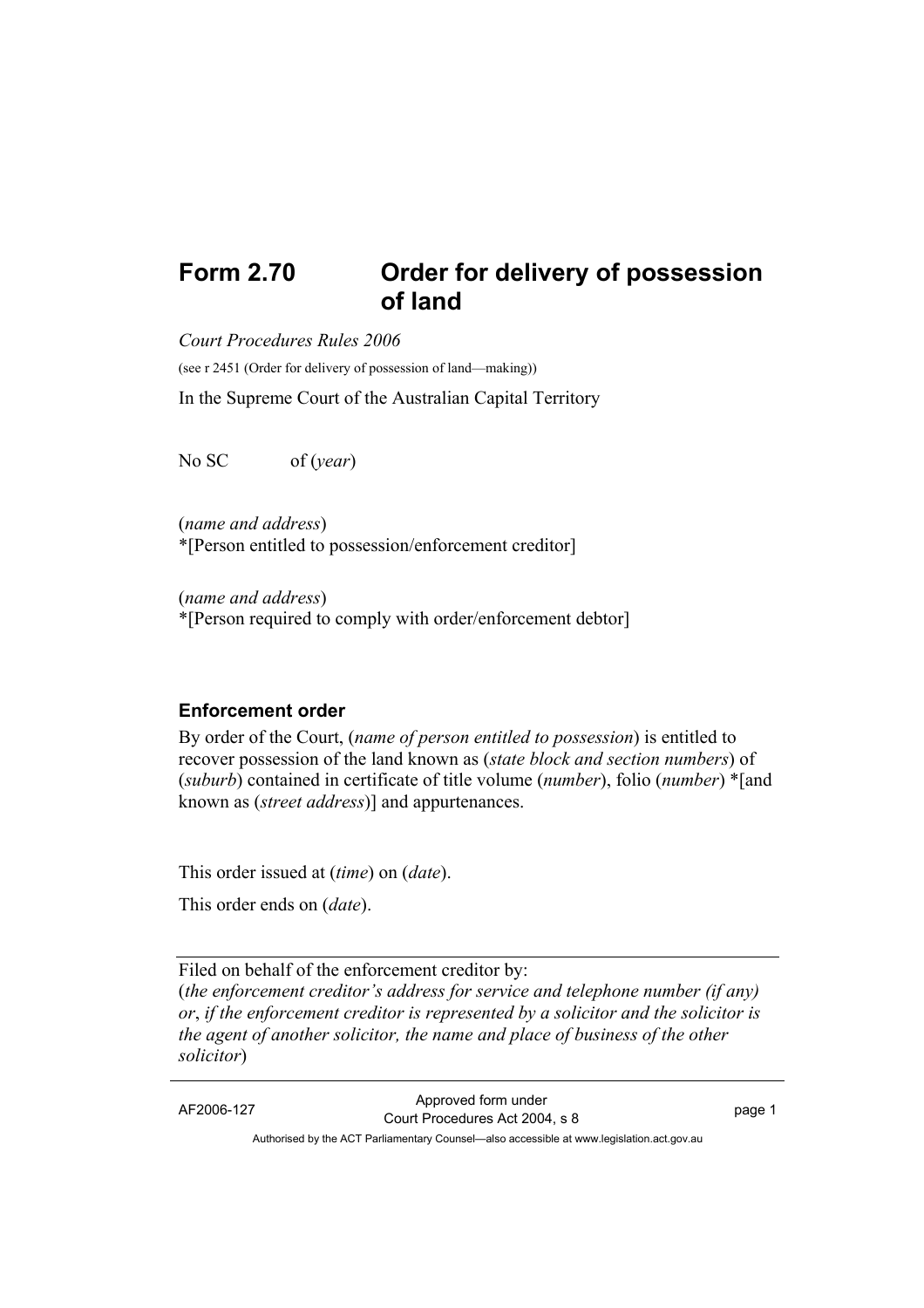# Form 2.70 Order for delivery of possession of land

*Court Procedures Rules 2006*

(see r 2451 (Order for delivery of possession of land—making))

In the Supreme Court of the Australian Capital Territory

No SC of (*year*)

(*name and address*)
*[Person entitled to possession/enforcement creditor]

(*name and address*)
*[Person required to comply with order/enforcement debtor]

### Enforcement order

By order of the Court, (*name of person entitled to possession*) is entitled to recover possession of the land known as (*state block and section numbers*) of (*suburb*) contained in certificate of title volume (*number*), folio (*number*) *[and known as (*street address*)] and appurtenances.

This order issued at (*time*) on (*date*).

This order ends on (*date*).

---

Filed on behalf of the enforcement creditor by:
(*the enforcement creditor's address for service and telephone number (if any) or*, *if the enforcement creditor is represented by a solicitor and the solicitor is the agent of another solicitor, the name and place of business of the other solicitor*)

---

AF2006-127 Approved form under Court Procedures Act 2004, s 8

Authorised by the ACT Parliamentary Counsel—also accessible at www.legislation.act.gov.au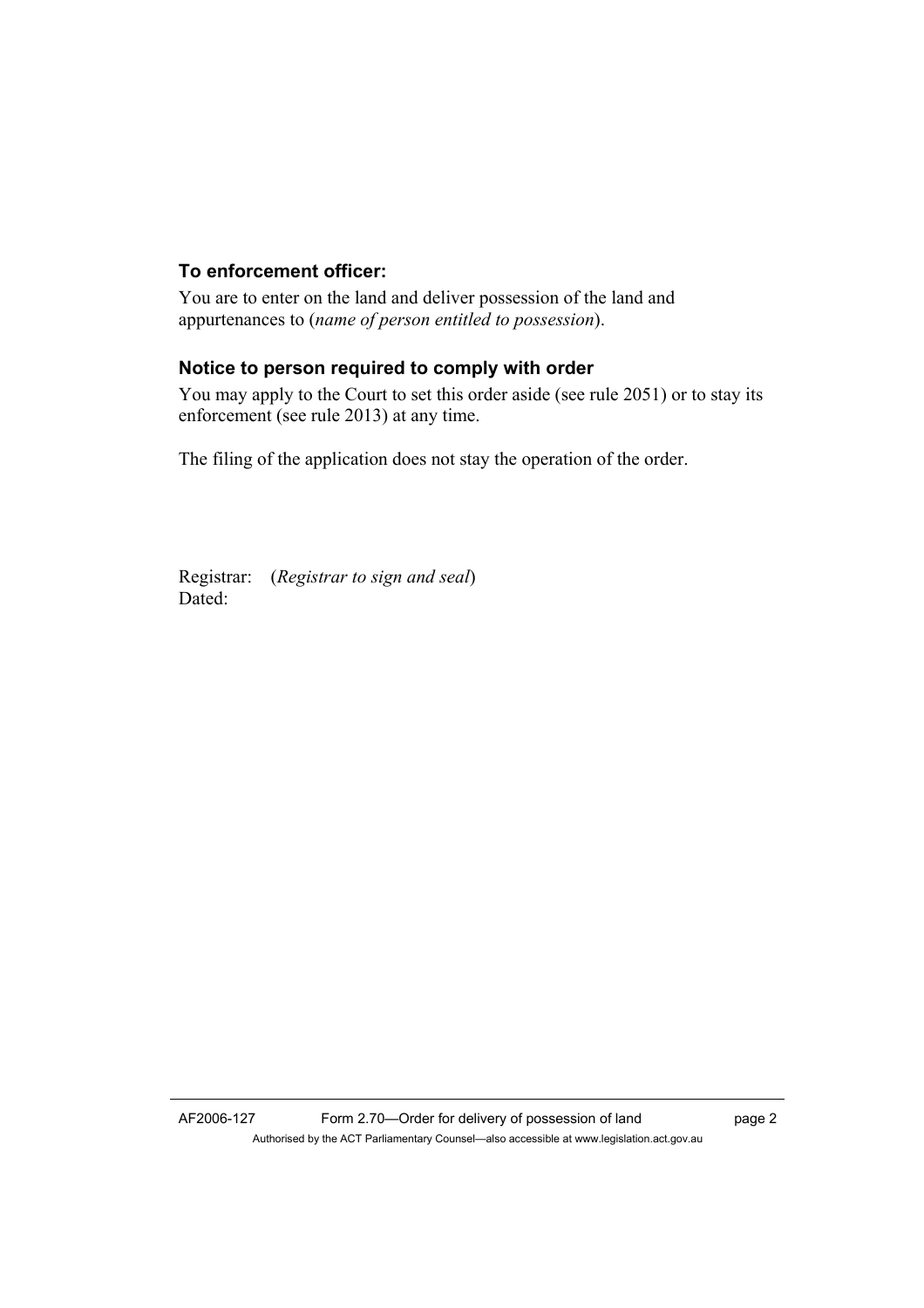### To enforcement officer:

You are to enter on the land and deliver possession of the land and appurtenances to (*name of person entitled to possession*).

### Notice to person required to comply with order

You may apply to the Court to set this order aside (see rule 2051) or to stay its enforcement (see rule 2013) at any time.

The filing of the application does not stay the operation of the order.

Registrar: (*Registrar to sign and seal*)
Dated: